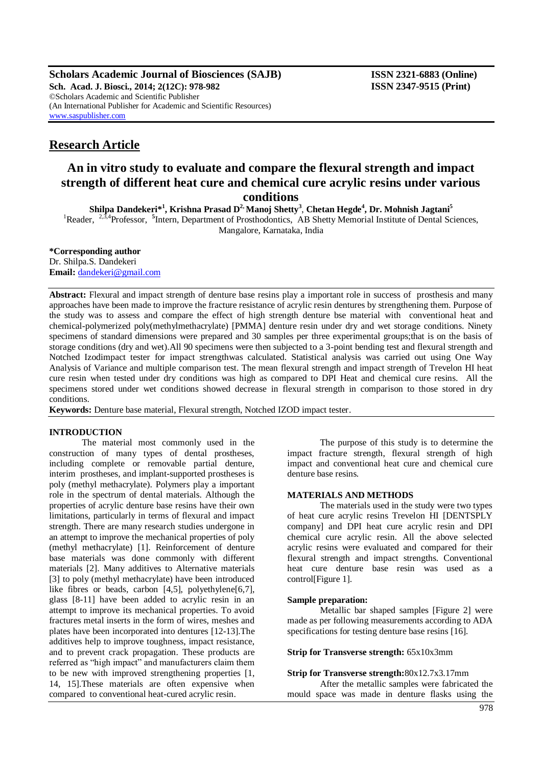**Scholars Academic Journal of Biosciences (SAJB)** **ISSN 2321-6883 (Online)**
**Sch. Acad. J. Biosci., 2014; 2(12C): 978-982** **ISSN 2347-9515 (Print)**
©Scholars Academic and Scientific Publisher
(An International Publisher for Academic and Scientific Resources)
www.saspublisher.com

## Research Article

# An in vitro study to evaluate and compare the flexural strength and impact strength of different heat cure and chemical cure acrylic resins under various conditions

**Shilpa Dandekeri*[1], Krishna Prasad D[2], Manoj Shetty[3], Chetan Hegde[4], Dr. Mohnish Jagtani[5]**

[1]Reader, [2,3,4]Professor, [5]Intern, Department of Prosthodontics, AB Shetty Memorial Institute of Dental Sciences, Mangalore, Karnataka, India

**\*Corresponding author**
Dr. Shilpa.S. Dandekeri
**Email:** dandekeri@gmail.com

**Abstract:** Flexural and impact strength of denture base resins play a important role in success of prosthesis and many approaches have been made to improve the fracture resistance of acrylic resin dentures by strengthening them. Purpose of the study was to assess and compare the effect of high strength denture bse material with conventional heat and chemical-polymerized poly(methylmethacrylate) [PMMA] denture resin under dry and wet storage conditions. Ninety specimens of standard dimensions were prepared and 30 samples per three experimental groups;that is on the basis of storage conditions (dry and wet).All 90 specimens were then subjected to a 3-point bending test and flexural strength and Notched Izodimpact tester for impact strengthwas calculated. Statistical analysis was carried out using One Way Analysis of Variance and multiple comparison test. The mean flexural strength and impact strength of Trevelon HI heat cure resin when tested under dry conditions was high as compared to DPI Heat and chemical cure resins. All the specimens stored under wet conditions showed decrease in flexural strength in comparison to those stored in dry conditions.

**Keywords:** Denture base material, Flexural strength, Notched IZOD impact tester.

## INTRODUCTION

The material most commonly used in the construction of many types of dental prostheses, including complete or removable partial denture, interim prostheses, and implant-supported prostheses is poly (methyl methacrylate). Polymers play a important role in the spectrum of dental materials. Although the properties of acrylic denture base resins have their own limitations, particularly in terms of flexural and impact strength. There are many research studies undergone in an attempt to improve the mechanical properties of poly (methyl methacrylate) [1]. Reinforcement of denture base materials was done commonly with different materials [2]. Many additives to Alternative materials [3] to poly (methyl methacrylate) have been introduced like fibres or beads, carbon [4,5], polyethylene[6,7], glass [8-11] have been added to acrylic resin in an attempt to improve its mechanical properties. To avoid fractures metal inserts in the form of wires, meshes and plates have been incorporated into dentures [12-13].The additives help to improve toughness, impact resistance, and to prevent crack propagation. These products are referred as "high impact" and manufacturers claim them to be new with improved strengthening properties [1, 14, 15].These materials are often expensive when compared to conventional heat-cured acrylic resin.

The purpose of this study is to determine the impact fracture strength, flexural strength of high impact and conventional heat cure and chemical cure denture base resins.

## MATERIALS AND METHODS

The materials used in the study were two types of heat cure acrylic resins Trevelon HI [DENTSPLY company] and DPI heat cure acrylic resin and DPI chemical cure acrylic resin. All the above selected acrylic resins were evaluated and compared for their flexural strength and impact strengths. Conventional heat cure denture base resin was used as a control[Figure 1].

### Sample preparation:

Metallic bar shaped samples [Figure 2] were made as per following measurements according to ADA specifications for testing denture base resins [16].

**Strip for Transverse strength:** 65x10x3mm

**Strip for Transverse strength:**80x12.7x3.17mm

After the metallic samples were fabricated the mould space was made in denture flasks using the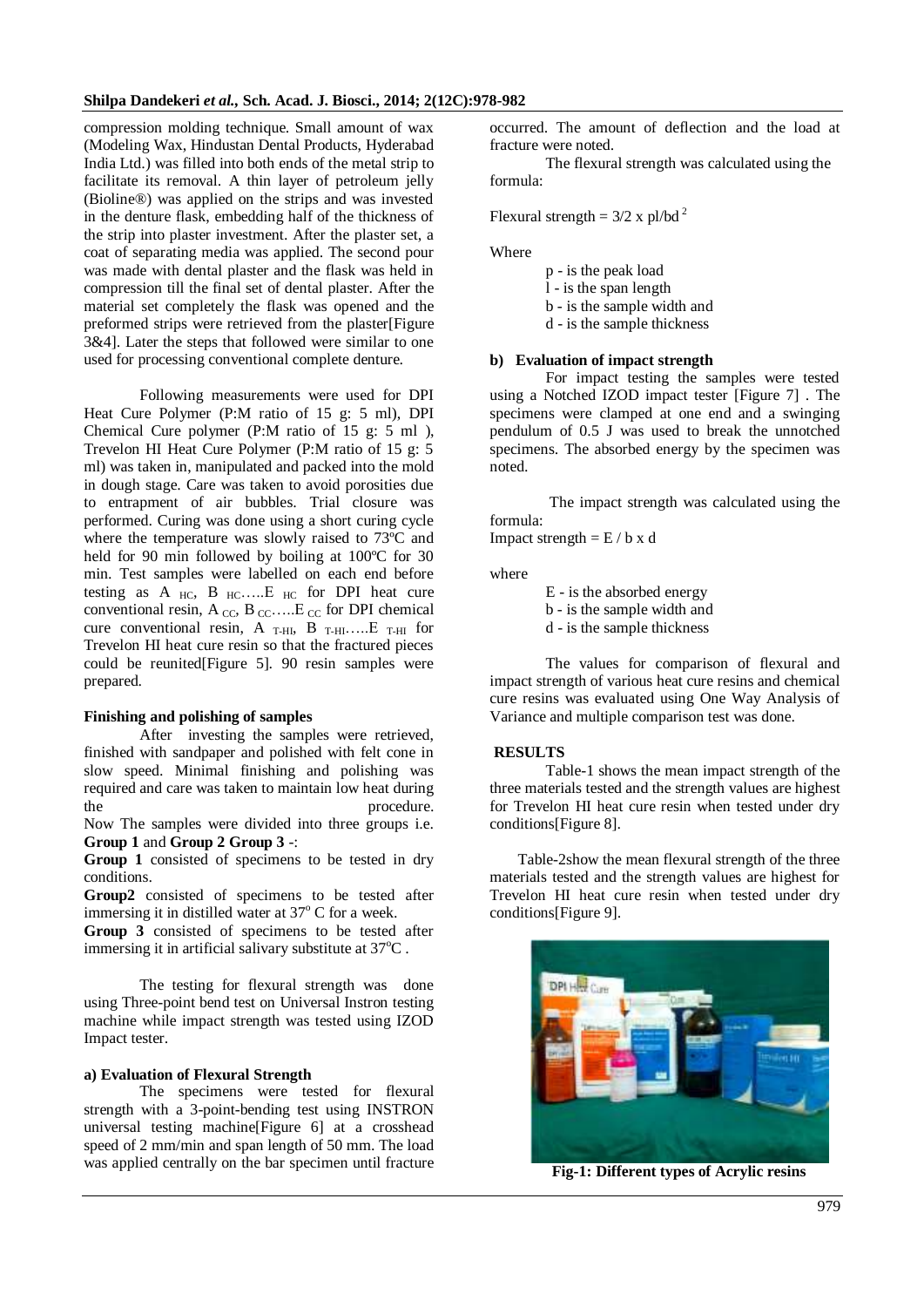compression molding technique. Small amount of wax (Modeling Wax, Hindustan Dental Products, Hyderabad India Ltd.) was filled into both ends of the metal strip to facilitate its removal. A thin layer of petroleum jelly (Bioline®) was applied on the strips and was invested in the denture flask, embedding half of the thickness of the strip into plaster investment. After the plaster set, a coat of separating media was applied. The second pour was made with dental plaster and the flask was held in compression till the final set of dental plaster. After the material set completely the flask was opened and the preformed strips were retrieved from the plaster[Figure 3&4]. Later the steps that followed were similar to one used for processing conventional complete denture.

Following measurements were used for DPI Heat Cure Polymer (P:M ratio of 15 g: 5 ml), DPI Chemical Cure polymer (P:M ratio of 15 g: 5 ml ), Trevelon HI Heat Cure Polymer (P:M ratio of 15 g: 5 ml) was taken in, manipulated and packed into the mold in dough stage. Care was taken to avoid porosities due to entrapment of air bubbles. Trial closure was performed. Curing was done using a short curing cycle where the temperature was slowly raised to 73ºC and held for 90 min followed by boiling at 100ºC for 30 min. Test samples were labelled on each end before testing as $A_{HC}$, $B_{HC}$…..$E_{HC}$ for DPI heat cure conventional resin, $A_{CC}$, $B_{CC}$…..$E_{CC}$ for DPI chemical cure conventional resin, $A_{T\text{-}HI}$, $B_{T\text{-}HI}$…..$E_{T\text{-}HI}$ for Trevelon HI heat cure resin so that the fractured pieces could be reunited[Figure 5]. 90 resin samples were prepared.

**Finishing and polishing of samples**

After investing the samples were retrieved, finished with sandpaper and polished with felt cone in slow speed. Minimal finishing and polishing was required and care was taken to maintain low heat during the procedure.

Now The samples were divided into three groups i.e. **Group 1** and **Group 2 Group 3** -:

**Group 1** consisted of specimens to be tested in dry conditions.

**Group2** consisted of specimens to be tested after immersing it in distilled water at 37º C for a week.

**Group 3** consisted of specimens to be tested after immersing it in artificial salivary substitute at 37ºC .

The testing for flexural strength was done using Three-point bend test on Universal Instron testing machine while impact strength was tested using IZOD Impact tester.

**a) Evaluation of Flexural Strength**

The specimens were tested for flexural strength with a 3-point-bending test using INSTRON universal testing machine[Figure 6] at a crosshead speed of 2 mm/min and span length of 50 mm. The load was applied centrally on the bar specimen until fracture occurred. The amount of deflection and the load at fracture were noted.

The flexural strength was calculated using the formula:

$$\text{Flexural strength} = 3/2 \times pl/bd^2$$

Where

- p - is the peak load
- l - is the span length
- b - is the sample width and
- d - is the sample thickness

**b) Evaluation of impact strength**

For impact testing the samples were tested using a Notched IZOD impact tester [Figure 7] . The specimens were clamped at one end and a swinging pendulum of 0.5 J was used to break the unnotched specimens. The absorbed energy by the specimen was noted.

The impact strength was calculated using the formula:

$$\text{Impact strength} = E / b \times d$$

where

- E - is the absorbed energy
- b - is the sample width and
- d - is the sample thickness

The values for comparison of flexural and impact strength of various heat cure resins and chemical cure resins was evaluated using One Way Analysis of Variance and multiple comparison test was done.

## RESULTS

Table-1 shows the mean impact strength of the three materials tested and the strength values are highest for Trevelon HI heat cure resin when tested under dry conditions[Figure 8].

Table-2show the mean flexural strength of the three materials tested and the strength values are highest for Trevelon HI heat cure resin when tested under dry conditions[Figure 9].

**Fig-1: Different types of Acrylic resins**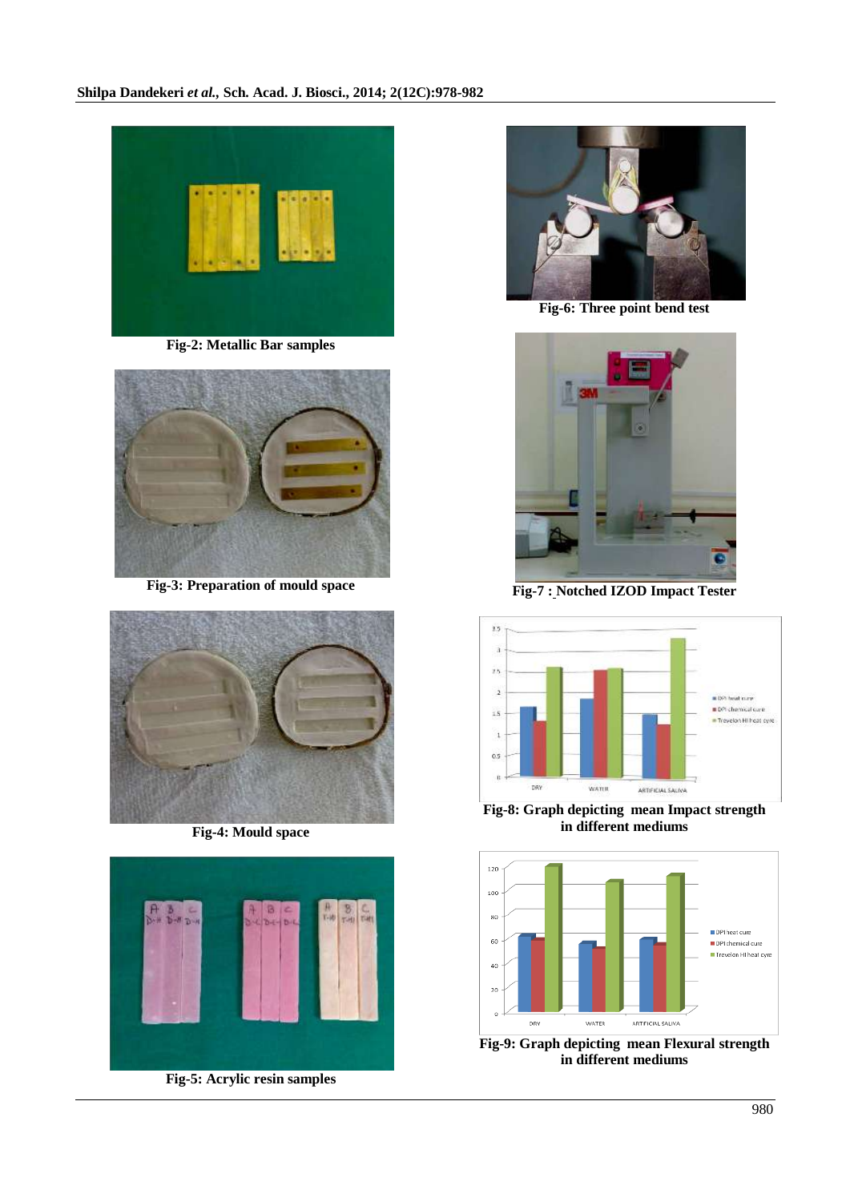Fig-2: Metallic Bar samples

Fig-3: Preparation of mould space

Fig-4: Mould space

Fig-5: Acrylic resin samples

Fig-6: Three point bend test

Fig-7 : Notched IZOD Impact Tester

Fig-8: Graph depicting mean Impact strength in different mediums

Fig-9: Graph depicting mean Flexural strength in different mediums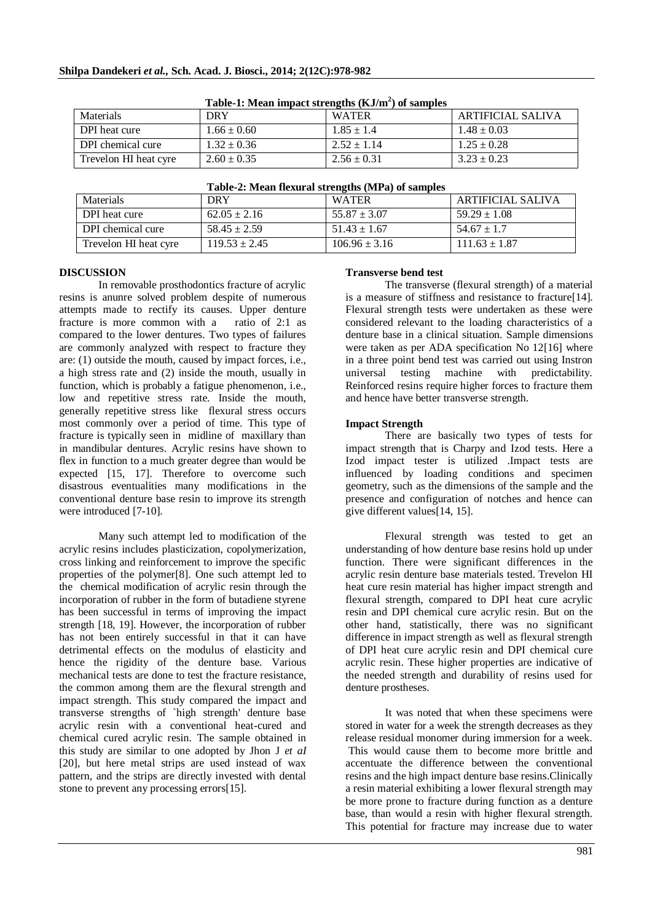**Table-1: Mean impact strengths ($KJ/m^2$) of samples**

| Materials | DRY | WATER | ARTIFICIAL SALIVA |
|---|---|---|---|
| DPI heat cure | $1.66 \pm 0.60$ | $1.85 \pm 1.4$ | $1.48 \pm 0.03$ |
| DPI chemical cure | $1.32 \pm 0.36$ | $2.52 \pm 1.14$ | $1.25 \pm 0.28$ |
| Trevelon HI heat cyre | $2.60 \pm 0.35$ | $2.56 \pm 0.31$ | $3.23 \pm 0.23$ |

**Table-2: Mean flexural strengths (MPa) of samples**

| Materials | DRY | WATER | ARTIFICIAL SALIVA |
|---|---|---|---|
| DPI heat cure | $62.05 \pm 2.16$ | $55.87 \pm 3.07$ | $59.29 \pm 1.08$ |
| DPI chemical cure | $58.45 \pm 2.59$ | $51.43 \pm 1.67$ | $54.67 \pm 1.7$ |
| Trevelon HI heat cyre | $119.53 \pm 2.45$ | $106.96 \pm 3.16$ | $111.63 \pm 1.87$ |

## DISCUSSION

In removable prosthodontics fracture of acrylic resins is anunre solved problem despite of numerous attempts made to rectify its causes. Upper denture fracture is more common with a ratio of 2:1 as compared to the lower dentures. Two types of failures are commonly analyzed with respect to fracture they are: (1) outside the mouth, caused by impact forces, i.e., a high stress rate and (2) inside the mouth, usually in function, which is probably a fatigue phenomenon, i.e., low and repetitive stress rate. Inside the mouth, generally repetitive stress like flexural stress occurs most commonly over a period of time. This type of fracture is typically seen in midline of maxillary than in mandibular dentures. Acrylic resins have shown to flex in function to a much greater degree than would be expected [15, 17]. Therefore to overcome such disastrous eventualities many modifications in the conventional denture base resin to improve its strength were introduced [7-10].

Many such attempt led to modification of the acrylic resins includes plasticization, copolymerization, cross linking and reinforcement to improve the specific properties of the polymer[8]. One such attempt led to the chemical modification of acrylic resin through the incorporation of rubber in the form of butadiene styrene has been successful in terms of improving the impact strength [18, 19]. However, the incorporation of rubber has not been entirely successful in that it can have detrimental effects on the modulus of elasticity and hence the rigidity of the denture base. Various mechanical tests are done to test the fracture resistance, the common among them are the flexural strength and impact strength. This study compared the impact and transverse strengths of `high strength' denture base acrylic resin with a conventional heat-cured and chemical cured acrylic resin. The sample obtained in this study are similar to one adopted by Jhon J *et aI* [20], but here metal strips are used instead of wax pattern, and the strips are directly invested with dental stone to prevent any processing errors[15].

**Transverse bend test**

The transverse (flexural strength) of a material is a measure of stiffness and resistance to fracture[14]. Flexural strength tests were undertaken as these were considered relevant to the loading characteristics of a denture base in a clinical situation. Sample dimensions were taken as per ADA specification No 12[16] where in a three point bend test was carried out using Instron universal testing machine with predictability. Reinforced resins require higher forces to fracture them and hence have better transverse strength.

**Impact Strength**

There are basically two types of tests for impact strength that is Charpy and Izod tests. Here a Izod impact tester is utilized .Impact tests are influenced by loading conditions and specimen geometry, such as the dimensions of the sample and the presence and configuration of notches and hence can give different values[14, 15].

Flexural strength was tested to get an understanding of how denture base resins hold up under function. There were significant differences in the acrylic resin denture base materials tested. Trevelon HI heat cure resin material has higher impact strength and flexural strength, compared to DPI heat cure acrylic resin and DPI chemical cure acrylic resin. But on the other hand, statistically, there was no significant difference in impact strength as well as flexural strength of DPI heat cure acrylic resin and DPI chemical cure acrylic resin. These higher properties are indicative of the needed strength and durability of resins used for denture prostheses.

It was noted that when these specimens were stored in water for a week the strength decreases as they release residual monomer during immersion for a week. This would cause them to become more brittle and accentuate the difference between the conventional resins and the high impact denture base resins.Clinically a resin material exhibiting a lower flexural strength may be more prone to fracture during function as a denture base, than would a resin with higher flexural strength. This potential for fracture may increase due to water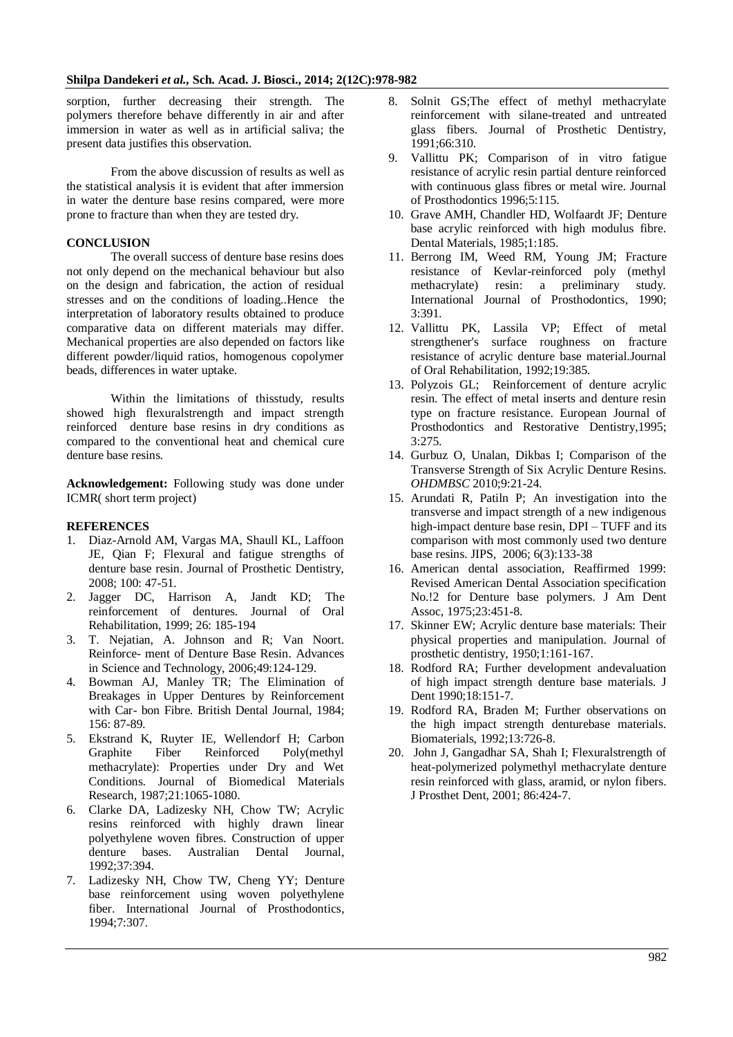sorption, further decreasing their strength. The polymers therefore behave differently in air and after immersion in water as well as in artificial saliva; the present data justifies this observation.

From the above discussion of results as well as the statistical analysis it is evident that after immersion in water the denture base resins compared, were more prone to fracture than when they are tested dry.

## CONCLUSION

The overall success of denture base resins does not only depend on the mechanical behaviour but also on the design and fabrication, the action of residual stresses and on the conditions of loading..Hence the interpretation of laboratory results obtained to produce comparative data on different materials may differ. Mechanical properties are also depended on factors like different powder/liquid ratios, homogenous copolymer beads, differences in water uptake.

Within the limitations of thisstudy, results showed high flexuralstrength and impact strength reinforced denture base resins in dry conditions as compared to the conventional heat and chemical cure denture base resins.

**Acknowledgement:** Following study was done under ICMR( short term project)

## REFERENCES

1. Diaz-Arnold AM, Vargas MA, Shaull KL, Laffoon JE, Qian F; Flexural and fatigue strengths of denture base resin. Journal of Prosthetic Dentistry, 2008; 100: 47-51.
2. Jagger DC, Harrison A, Jandt KD; The reinforcement of dentures. Journal of Oral Rehabilitation, 1999; 26: 185-194
3. T. Nejatian, A. Johnson and R; Van Noort. Reinforce- ment of Denture Base Resin. Advances in Science and Technology, 2006;49:124-129.
4. Bowman AJ, Manley TR; The Elimination of Breakages in Upper Dentures by Reinforcement with Car- bon Fibre. British Dental Journal, 1984; 156: 87-89.
5. Ekstrand K, Ruyter IE, Wellendorf H; Carbon Graphite Fiber Reinforced Poly(methyl methacrylate): Properties under Dry and Wet Conditions. Journal of Biomedical Materials Research, 1987;21:1065-1080.
6. Clarke DA, Ladizesky NH, Chow TW; Acrylic resins reinforced with highly drawn linear polyethylene woven fibres. Construction of upper denture bases. Australian Dental Journal, 1992;37:394.
7. Ladizesky NH, Chow TW, Cheng YY; Denture base reinforcement using woven polyethylene fiber. International Journal of Prosthodontics, 1994;7:307.
8. Solnit GS;The effect of methyl methacrylate reinforcement with silane-treated and untreated glass fibers. Journal of Prosthetic Dentistry, 1991;66:310.
9. Vallittu PK; Comparison of in vitro fatigue resistance of acrylic resin partial denture reinforced with continuous glass fibres or metal wire. Journal of Prosthodontics 1996;5:115.
10. Grave AMH, Chandler HD, Wolfaardt JF; Denture base acrylic reinforced with high modulus fibre. Dental Materials, 1985;1:185.
11. Berrong JM, Weed RM, Young JM; Fracture resistance of Kevlar-reinforced poly (methyl methacrylate) resin: a preliminary study. International Journal of Prosthodontics, 1990; 3:391.
12. Vallittu PK, Lassila VP; Effect of metal strengthener's surface roughness on fracture resistance of acrylic denture base material.Journal of Oral Rehabilitation, 1992;19:385.
13. Polyzois GL; Reinforcement of denture acrylic resin. The effect of metal inserts and denture resin type on fracture resistance. European Journal of Prosthodontics and Restorative Dentistry,1995; 3:275.
14. Gurbuz O, Unalan, Dikbas I; Comparison of the Transverse Strength of Six Acrylic Denture Resins. *OHDMBSC* 2010;9:21-24.
15. Arundati R, Patiln P; An investigation into the transverse and impact strength of a new indigenous high-impact denture base resin, DPI – TUFF and its comparison with most commonly used two denture base resins. JIPS, 2006; 6(3):133-38
16. American dental association, Reaffirmed 1999: Revised American Dental Association specification No.!2 for Denture base polymers. J Am Dent Assoc, 1975;23:451-8.
17. Skinner EW; Acrylic denture base materials: Their physical properties and manipulation. Journal of prosthetic dentistry, 1950;1:161-167.
18. Rodford RA; Further development andevaluation of high impact strength denture base materials. J Dent 1990;18:151-7.
19. Rodford RA, Braden M; Further observations on the high impact strength denturebase materials. Biomaterials, 1992;13:726-8.
20. John J, Gangadhar SA, Shah I; Flexuralstrength of heat-polymerized polymethyl methacrylate denture resin reinforced with glass, aramid, or nylon fibers. J Prosthet Dent, 2001; 86:424-7.